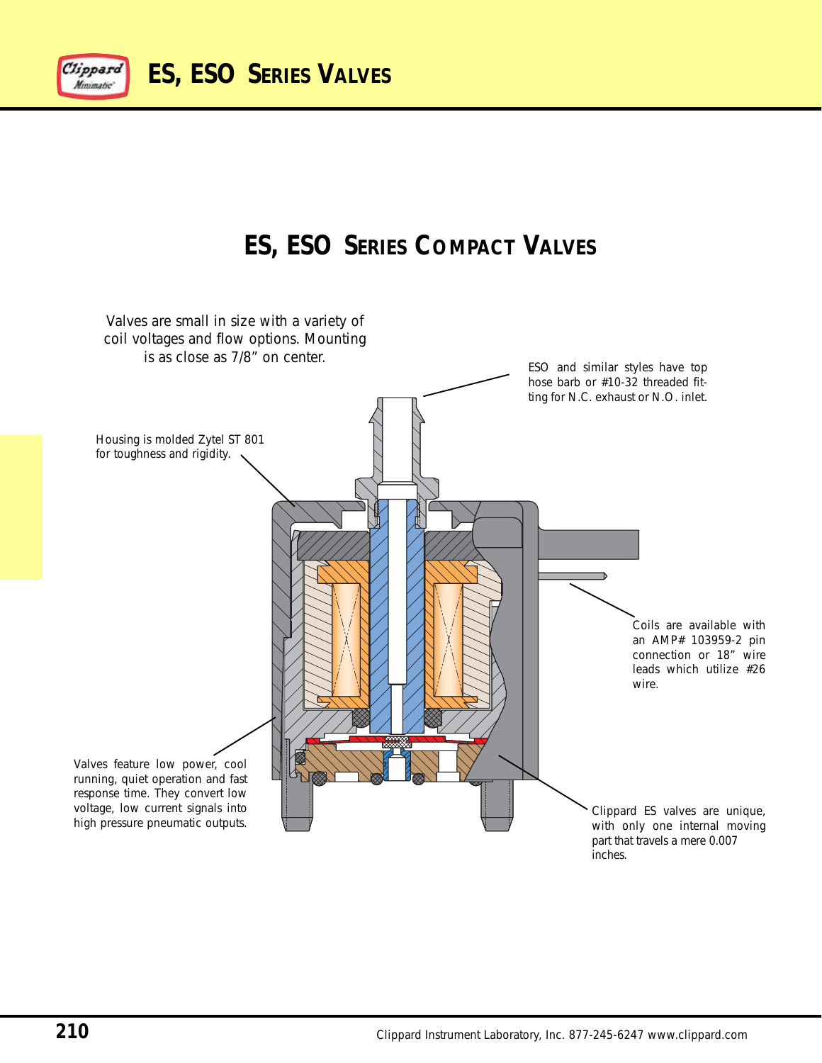# ES, ESO SERIES COMPACT VALVES

Valves are small in size with a variety of coil voltages and flow options. Mounting is as close as 7/8” on center.

ESO and similar styles have top hose barb or #10-32 threaded fitting for N.C. exhaust or N.O. inlet.

Housing is molded Zytel ST 801 for toughness and rigidity.

Coils are available with an AMP# 103959-2 pin connection or 18” wire leads which utilize #26 wire.

Valves feature low power, cool running, quiet operation and fast response time. They convert low voltage, low current signals into high pressure pneumatic outputs.

Clippard ES valves are unique, with only one internal moving part that travels a mere 0.007 inches.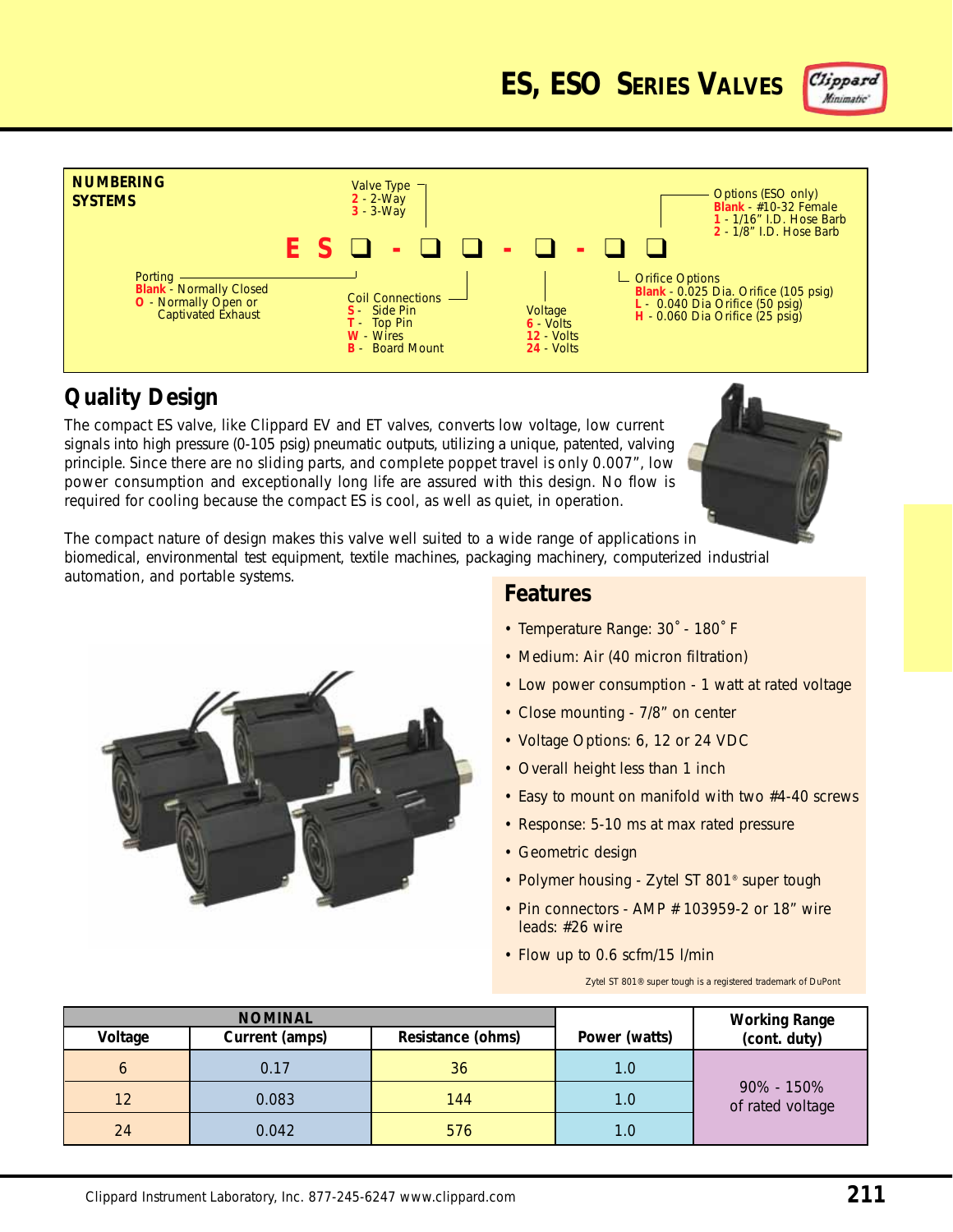# ES, ESO SERIES VALVES

## NUMBERING SYSTEMS

**E S ❑ - ❑ ❑ - ❑ - ❑ ❑**

Porting
- **Blank** - Normally Closed
- **O** - Normally Open or Captivated Exhaust

Valve Type
- **2** - 2-Way
- **3** - 3-Way

Coil Connections
- **S** - Side Pin
- **T** - Top Pin
- **W** - Wires
- **B** - Board Mount

Voltage
- **6** - Volts
- **12** - Volts
- **24** - Volts

Orifice Options
- **Blank** - 0.025 Dia. Orifice (105 psig)
- **L** - 0.040 Dia Orifice (50 psig)
- **H** - 0.060 Dia Orifice (25 psig)

Options (ESO only)
- **Blank** - #10-32 Female
- **1** - 1/16" I.D. Hose Barb
- **2** - 1/8" I.D. Hose Barb

## Quality Design

The compact ES valve, like Clippard EV and ET valves, converts low voltage, low current signals into high pressure (0-105 psig) pneumatic outputs, utilizing a unique, patented, valving principle. Since there are no sliding parts, and complete poppet travel is only 0.007", low power consumption and exceptionally long life are assured with this design. No flow is required for cooling because the compact ES is cool, as well as quiet, in operation.

The compact nature of design makes this valve well suited to a wide range of applications in biomedical, environmental test equipment, textile machines, packaging machinery, computerized industrial automation, and portable systems.

## Features

- Temperature Range: 30˚ - 180˚ F
- Medium: Air (40 micron filtration)
- Low power consumption - 1 watt at rated voltage
- Close mounting - 7/8" on center
- Voltage Options: 6, 12 or 24 VDC
- Overall height less than 1 inch
- Easy to mount on manifold with two #4-40 screws
- Response: 5-10 ms at max rated pressure
- Geometric design
- Polymer housing - Zytel ST 801® super tough
- Pin connectors - AMP # 103959-2 or 18" wire leads: #26 wire
- Flow up to 0.6 scfm/15 l/min

Zytel ST 801® super tough is a registered trademark of DuPont

| NOMINAL | | | Power (watts) | Working Range (cont. duty) |
|---|---|---|---|---|
| Voltage | Current (amps) | Resistance (ohms) | | |
| 6 | 0.17 | 36 | 1.0 | 90% - 150% of rated voltage |
| 12 | 0.083 | 144 | 1.0 | |
| 24 | 0.042 | 576 | 1.0 | |

Clippard Instrument Laboratory, Inc. 877-245-6247 www.clippard.com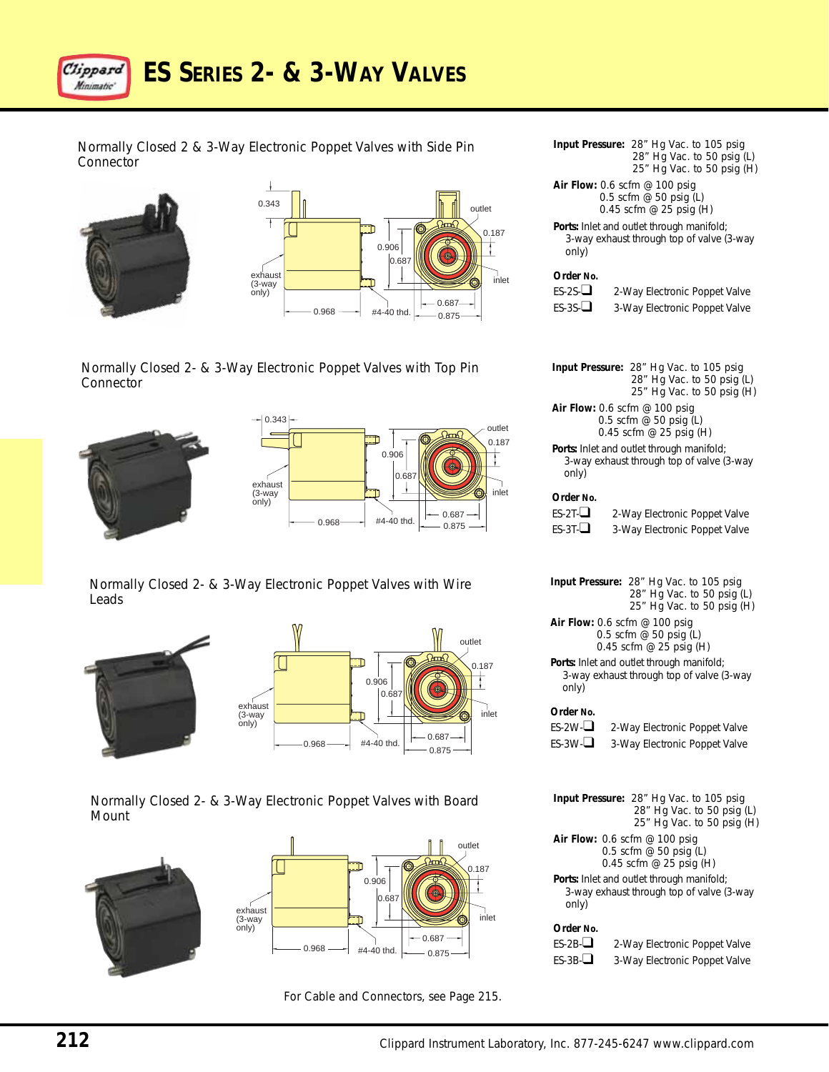# ES Series 2- & 3-Way Valves

## Normally Closed 2 & 3-Way Electronic Poppet Valves with Side Pin Connector

0.343
0.906
0.687
0.187
outlet
inlet
exhaust (3-way only)
0.968
#4-40 thd.
0.687
0.875

**Input Pressure:** 28” Hg Vac. to 105 psig
28” Hg Vac. to 50 psig (L)
25” Hg Vac. to 50 psig (H)

**Air Flow:** 0.6 scfm @ 100 psig
0.5 scfm @ 50 psig (L)
0.45 scfm @ 25 psig (H)

**Ports:** Inlet and outlet through manifold; 3-way exhaust through top of valve (3-way only)

**Order No.**

| | |
|---|---|
| ES-2S-❑ | 2-Way Electronic Poppet Valve |
| ES-3S-❑ | 3-Way Electronic Poppet Valve |

## Normally Closed 2- & 3-Way Electronic Poppet Valves with Top Pin Connector

0.343
0.906
0.687
0.187
outlet
inlet
exhaust (3-way only)
0.968
#4-40 thd.
0.687
0.875

**Input Pressure:** 28” Hg Vac. to 105 psig
28” Hg Vac. to 50 psig (L)
25” Hg Vac. to 50 psig (H)

**Air Flow:** 0.6 scfm @ 100 psig
0.5 scfm @ 50 psig (L)
0.45 scfm @ 25 psig (H)

**Ports:** Inlet and outlet through manifold; 3-way exhaust through top of valve (3-way only)

**Order No.**

| | |
|---|---|
| ES-2T-❑ | 2-Way Electronic Poppet Valve |
| ES-3T-❑ | 3-Way Electronic Poppet Valve |

## Normally Closed 2- & 3-Way Electronic Poppet Valves with Wire Leads

0.906
0.687
0.187
outlet
inlet
exhaust (3-way only)
0.968
#4-40 thd.
0.687
0.875

**Input Pressure:** 28” Hg Vac. to 105 psig
28” Hg Vac. to 50 psig (L)
25” Hg Vac. to 50 psig (H)

**Air Flow:** 0.6 scfm @ 100 psig
0.5 scfm @ 50 psig (L)
0.45 scfm @ 25 psig (H)

**Ports:** Inlet and outlet through manifold; 3-way exhaust through top of valve (3-way only)

**Order No.**

| | |
|---|---|
| ES-2W-❑ | 2-Way Electronic Poppet Valve |
| ES-3W-❑ | 3-Way Electronic Poppet Valve |

## Normally Closed 2- & 3-Way Electronic Poppet Valves with Board Mount

0.906
0.687
0.187
outlet
inlet
exhaust (3-way only)
0.968
#4-40 thd.
0.687
0.875

**Input Pressure:** 28” Hg Vac. to 105 psig
28” Hg Vac. to 50 psig (L)
25” Hg Vac. to 50 psig (H)

**Air Flow:** 0.6 scfm @ 100 psig
0.5 scfm @ 50 psig (L)
0.45 scfm @ 25 psig (H)

**Ports:** Inlet and outlet through manifold; 3-way exhaust through top of valve (3-way only)

**Order No.**

| | |
|---|---|
| ES-2B-❑ | 2-Way Electronic Poppet Valve |
| ES-3B-❑ | 3-Way Electronic Poppet Valve |

For Cable and Connectors, see Page 215.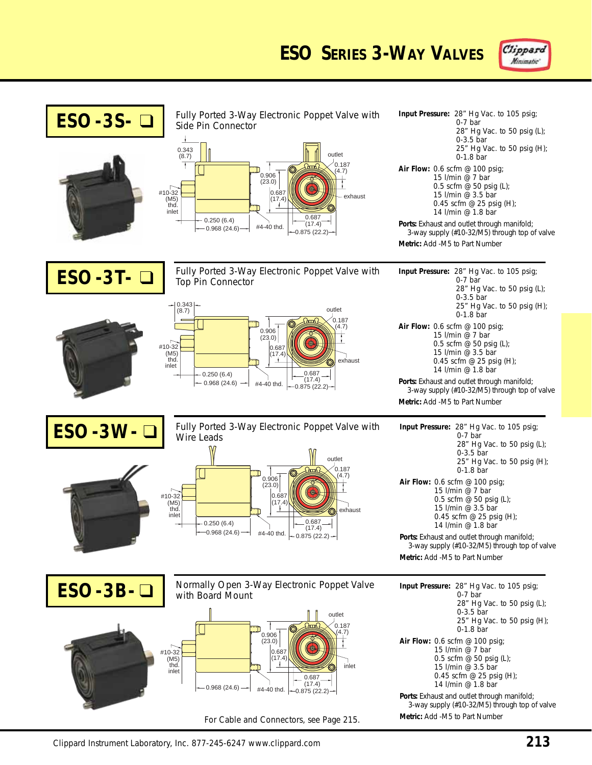# ESO SERIES 3-WAY VALVES

## ESO -3S- ❑

Fully Ported 3-Way Electronic Poppet Valve with Side Pin Connector

0.343 (8.7)
outlet
0.187 (4.7)
0.906 (23.0)
#10-32 (M5) thd. inlet
0.687 (17.4)
exhaust
0.250 (6.4)
0.968 (24.6)
#4-40 thd.
0.687 (17.4)
0.875 (22.2)

**Input Pressure:** 28" Hg Vac. to 105 psig; 0-7 bar
28" Hg Vac. to 50 psig (L); 0-3.5 bar
25" Hg Vac. to 50 psig (H); 0-1.8 bar

**Air Flow:** 0.6 scfm @ 100 psig; 15 l/min @ 7 bar
0.5 scfm @ 50 psig (L); 15 l/min @ 3.5 bar
0.45 scfm @ 25 psig (H); 14 l/min @ 1.8 bar

**Ports:** Exhaust and outlet through manifold; 3-way supply (#10-32/M5) through top of valve

**Metric:** Add -M5 to Part Number

## ESO -3T- ❑

Fully Ported 3-Way Electronic Poppet Valve with Top Pin Connector

0.343 (8.7)
outlet
0.187 (4.7)
0.906 (23.0)
#10-32 (M5) thd. inlet
0.687 (17.4)
exhaust
0.250 (6.4)
0.968 (24.6)
#4-40 thd.
0.687 (17.4)
0.875 (22.2)

**Input Pressure:** 28" Hg Vac. to 105 psig; 0-7 bar
28" Hg Vac. to 50 psig (L); 0-3.5 bar
25" Hg Vac. to 50 psig (H); 0-1.8 bar

**Air Flow:** 0.6 scfm @ 100 psig; 15 l/min @ 7 bar
0.5 scfm @ 50 psig (L); 15 l/min @ 3.5 bar
0.45 scfm @ 25 psig (H); 14 l/min @ 1.8 bar

**Ports:** Exhaust and outlet through manifold; 3-way supply (#10-32/M5) through top of valve

**Metric:** Add -M5 to Part Number

## ESO -3W- ❑

Fully Ported 3-Way Electronic Poppet Valve with Wire Leads

outlet
0.187 (4.7)
0.906 (23.0)
#10-32 (M5) thd. inlet
0.687 (17.4)
exhaust
0.250 (6.4)
0.968 (24.6)
#4-40 thd.
0.687 (17.4)
0.875 (22.2)

**Input Pressure:** 28" Hg Vac. to 105 psig; 0-7 bar
28" Hg Vac. to 50 psig (L); 0-3.5 bar
25" Hg Vac. to 50 psig (H); 0-1.8 bar

**Air Flow:** 0.6 scfm @ 100 psig; 15 l/min @ 7 bar
0.5 scfm @ 50 psig (L); 15 l/min @ 3.5 bar
0.45 scfm @ 25 psig (H); 14 l/min @ 1.8 bar

**Ports:** Exhaust and outlet through manifold; 3-way supply (#10-32/M5) through top of valve

**Metric:** Add -M5 to Part Number

## ESO -3B- ❑

Normally Open 3-Way Electronic Poppet Valve with Board Mount

outlet
0.187 (4.7)
0.906 (23.0)
#10-32 (M5) thd. inlet
0.687 (17.4)
inlet
0.968 (24.6)
#4-40 thd.
0.687 (17.4)
0.875 (22.2)

**Input Pressure:** 28" Hg Vac. to 105 psig; 0-7 bar
28" Hg Vac. to 50 psig (L); 0-3.5 bar
25" Hg Vac. to 50 psig (H); 0-1.8 bar

**Air Flow:** 0.6 scfm @ 100 psig; 15 l/min @ 7 bar
0.5 scfm @ 50 psig (L); 15 l/min @ 3.5 bar
0.45 scfm @ 25 psig (H); 14 l/min @ 1.8 bar

**Ports:** Exhaust and outlet through manifold; 3-way supply (#10-32/M5) through top of valve

**Metric:** Add -M5 to Part Number

For Cable and Connectors, see Page 215.

Clippard Instrument Laboratory, Inc. 877-245-6247 www.clippard.com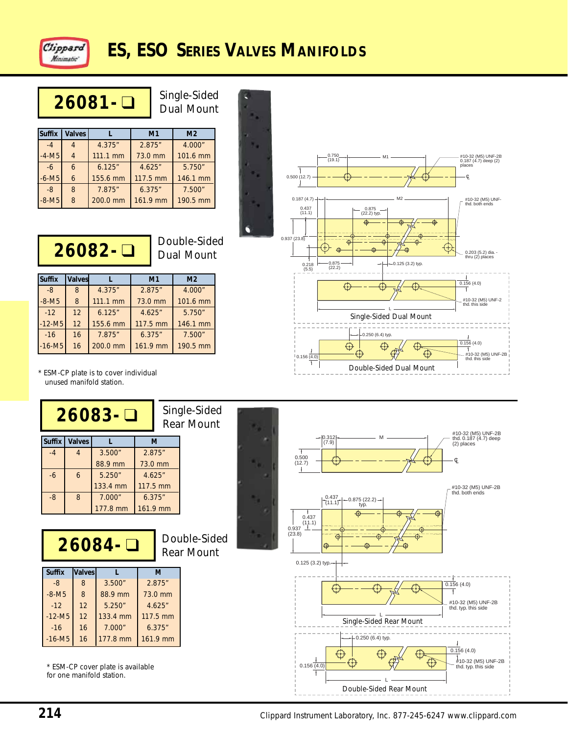# ES, ESO Series Valves Manifolds

## 26081-❑ Single-Sided Dual Mount

| Suffix | Valves | L | M1 | M2 |
|---|---|---|---|---|
| -4 | 4 | 4.375" | 2.875" | 4.000" |
| -4-M5 | 4 | 111.1 mm | 73.0 mm | 101.6 mm |
| -6 | 6 | 6.125" | 4.625" | 5.750" |
| -6-M5 | 6 | 155.6 mm | 117.5 mm | 146.1 mm |
| -8 | 8 | 7.875" | 6.375" | 7.500" |
| -8-M5 | 8 | 200.0 mm | 161.9 mm | 190.5 mm |

## 26082-❑ Double-Sided Dual Mount

| Suffix | Valves | L | M1 | M2 |
|---|---|---|---|---|
| -8 | 8 | 4.375" | 2.875" | 4.000" |
| -8-M5 | 8 | 111.1 mm | 73.0 mm | 101.6 mm |
| -12 | 12 | 6.125" | 4.625" | 5.750" |
| -12-M5 | 12 | 155.6 mm | 117.5 mm | 146.1 mm |
| -16 | 16 | 7.875" | 6.375" | 7.500" |
| -16-M5 | 16 | 200.0 mm | 161.9 mm | 190.5 mm |

* ESM-CP plate is to cover individual unused manifold station.

0.750 (19.1) M1 #10-32 (M5) UNF-2B 0.187 (4.7) deep (2) places
0.500 (12.7) ℄
0.187 (4.7) M2 #10-32 (M5) UNF- thd. both ends
0.437 (11.1) 0.875 (22.2) typ.
0.937 (23.8)
0.203 (5.2) dia. - thru (2) places
0.218 (5.5) 0.875 (22.2) 0.125 (3.2) typ.
0.156 (4.0) #10-32 (M5) UNF-2 thd. this side
L
Single-Sided Dual Mount
0.250 (6.4) typ.
0.156 (4.0) 0.156 (4.0) #10-32 (M5) UNF-2B thd. this side
Double-Sided Dual Mount

## 26083-❑ Single-Sided Rear Mount

| Suffix | Valves | L | M |
|---|---|---|---|
| -4 | 4 | 3.500" | 2.875" |
| | | 88.9 mm | 73.0 mm |
| -6 | 6 | 5.250" | 4.625" |
| | | 133.4 mm | 117.5 mm |
| -8 | 8 | 7.000" | 6.375" |
| | | 177.8 mm | 161.9 mm |

## 26084-❑ Double-Sided Rear Mount

| Suffix | Valves | L | M |
|---|---|---|---|
| -8 | 8 | 3.500" | 2.875" |
| -8-M5 | 8 | 88.9 mm | 73.0 mm |
| -12 | 12 | 5.250" | 4.625" |
| -12-M5 | 12 | 133.4 mm | 117.5 mm |
| -16 | 16 | 7.000" | 6.375" |
| -16-M5 | 16 | 177.8 mm | 161.9 mm |

* ESM-CP cover plate is available for one manifold station.

0.312 (7.9) M #10-32 (M5) UNF-2B thd. 0.187 (4.7) deep (2) places
0.500 (12.7) ℄
#10-32 (M5) UNF-2B thd. both ends
0.437 (11.1) 0.875 (22.2) typ.
0.437 (11.1)
0.937 (23.8)
0.125 (3.2) typ.
0.156 (4.0) #10-32 (M5) UNF-2B thd. typ. this side
L
Single-Sided Rear Mount
0.250 (6.4) typ.
0.156 (4.0) 0.156 (4.0) #10-32 (M5) UNF-2B thd. typ. this side
L
Double-Sided Rear Mount

Clippard Instrument Laboratory, Inc. 877-245-6247 www.clippard.com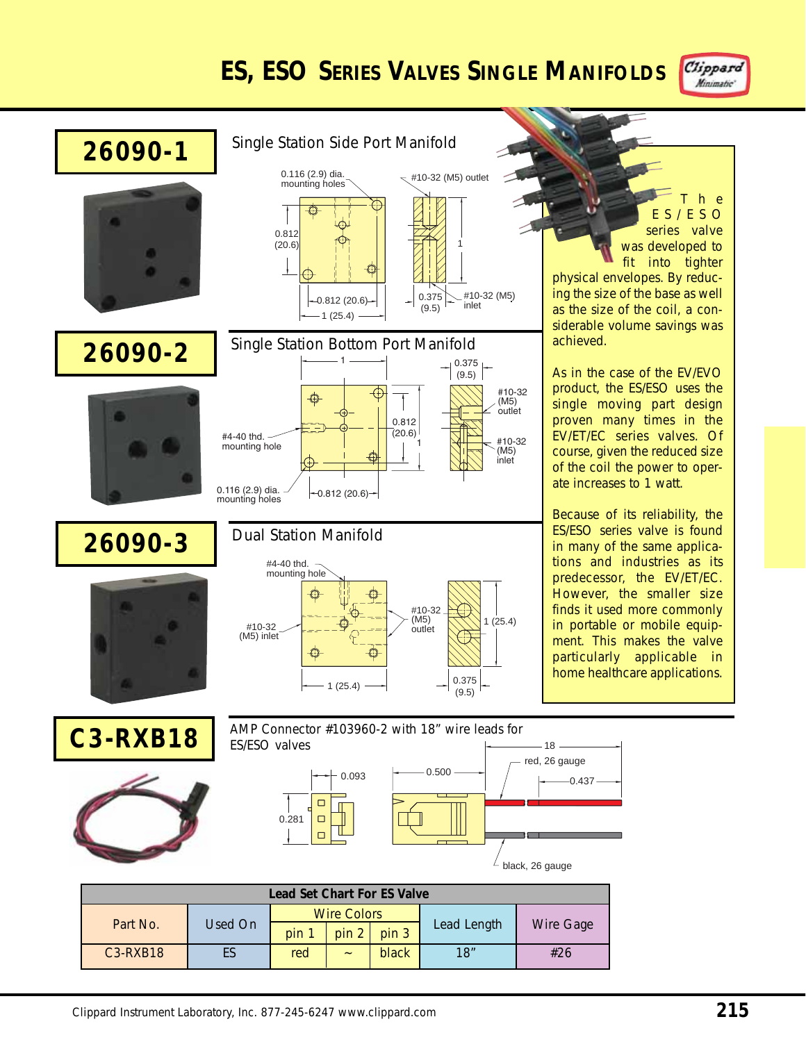# ES, ESO Series Valves Single Manifolds

## 26090-1

### Single Station Side Port Manifold

0.116 (2.9) dia. mounting holes

#10-32 (M5) outlet

0.812 (20.6)

1

0.812 (20.6)

1 (25.4)

0.375 (9.5)

#10-32 (M5) inlet

## 26090-2

### Single Station Bottom Port Manifold

1

0.375 (9.5)

#10-32 (M5) outlet

0.812 (20.6)

1

#4-40 thd. mounting hole

#10-32 (M5) inlet

0.116 (2.9) dia. mounting holes

0.812 (20.6)

## 26090-3

### Dual Station Manifold

#4-40 thd. mounting hole

#10-32 (M5) outlet

#10-32 (M5) inlet

1 (25.4)

1 (25.4)

0.375 (9.5)

The ES/ESO series valve was developed to fit into tighter physical envelopes. By reducing the size of the base as well as the size of the coil, a considerable volume savings was achieved.

As in the case of the EV/EVO product, the ES/ESO uses the single moving part design proven many times in the EV/ET/EC series valves. Of course, given the reduced size of the coil the power to operate increases to 1 watt.

Because of its reliability, the ES/ESO series valve is found in many of the same applications and industries as its predecessor, the EV/ET/EC. However, the smaller size finds it used more commonly in portable or mobile equipment. This makes the valve particularly applicable in home healthcare applications.

## C3-RXB18

AMP Connector #103960-2 with 18" wire leads for ES/ESO valves

0.093

0.281

0.500

18

red, 26 gauge

0.437

black, 26 gauge

| Lead Set Chart For ES Valve | | | | | | |
|---|---|---|---|---|---|---|
| Part No. | Used On | Wire Colors | | | Lead Length | Wire Gage |
| | | pin 1 | pin 2 | pin 3 | | |
| C3-RXB18 | ES | red | ~ | black | 18" | #26 |

Clippard Instrument Laboratory, Inc. 877-245-6247 www.clippard.com